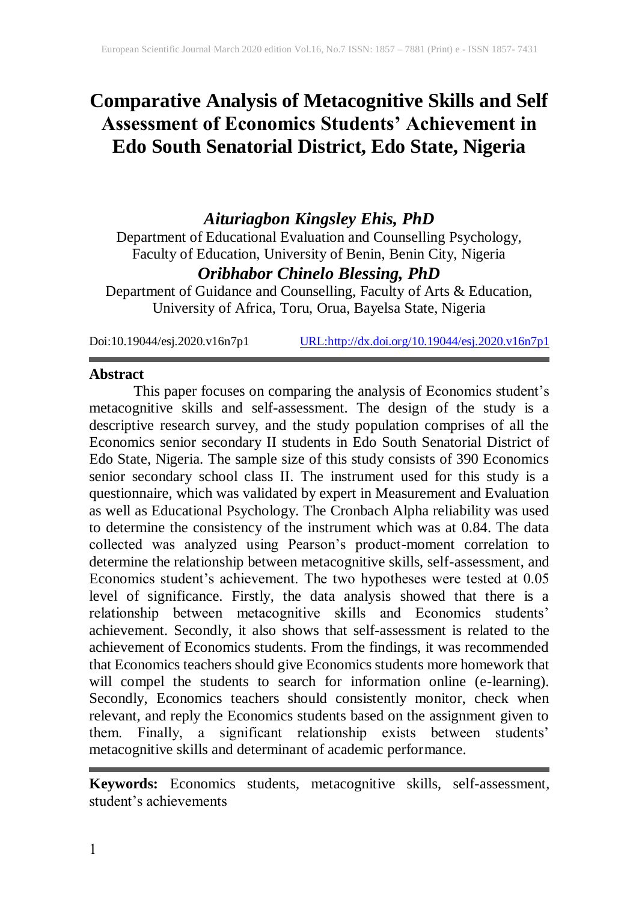# Comparative Analysis of Metacognitive Skills and Self Assessment of Economics Students' Achievement in Edo South Senatorial District, Edo State, Nigeria

***Aituriagbon Kingsley Ehis, PhD***

Department of Educational Evaluation and Counselling Psychology, Faculty of Education, University of Benin, Benin City, Nigeria

***Oribhabor Chinelo Blessing, PhD***

Department of Guidance and Counselling, Faculty of Arts & Education, University of Africa, Toru, Orua, Bayelsa State, Nigeria

Doi:10.19044/esj.2020.v16n7p1 URL:http://dx.doi.org/10.19044/esj.2020.v16n7p1

## Abstract

This paper focuses on comparing the analysis of Economics student's metacognitive skills and self-assessment. The design of the study is a descriptive research survey, and the study population comprises of all the Economics senior secondary II students in Edo South Senatorial District of Edo State, Nigeria. The sample size of this study consists of 390 Economics senior secondary school class II. The instrument used for this study is a questionnaire, which was validated by expert in Measurement and Evaluation as well as Educational Psychology. The Cronbach Alpha reliability was used to determine the consistency of the instrument which was at 0.84. The data collected was analyzed using Pearson's product-moment correlation to determine the relationship between metacognitive skills, self-assessment, and Economics student's achievement. The two hypotheses were tested at 0.05 level of significance. Firstly, the data analysis showed that there is a relationship between metacognitive skills and Economics students' achievement. Secondly, it also shows that self-assessment is related to the achievement of Economics students. From the findings, it was recommended that Economics teachers should give Economics students more homework that will compel the students to search for information online (e-learning). Secondly, Economics teachers should consistently monitor, check when relevant, and reply the Economics students based on the assignment given to them. Finally, a significant relationship exists between students' metacognitive skills and determinant of academic performance.

**Keywords:** Economics students, metacognitive skills, self-assessment, student's achievements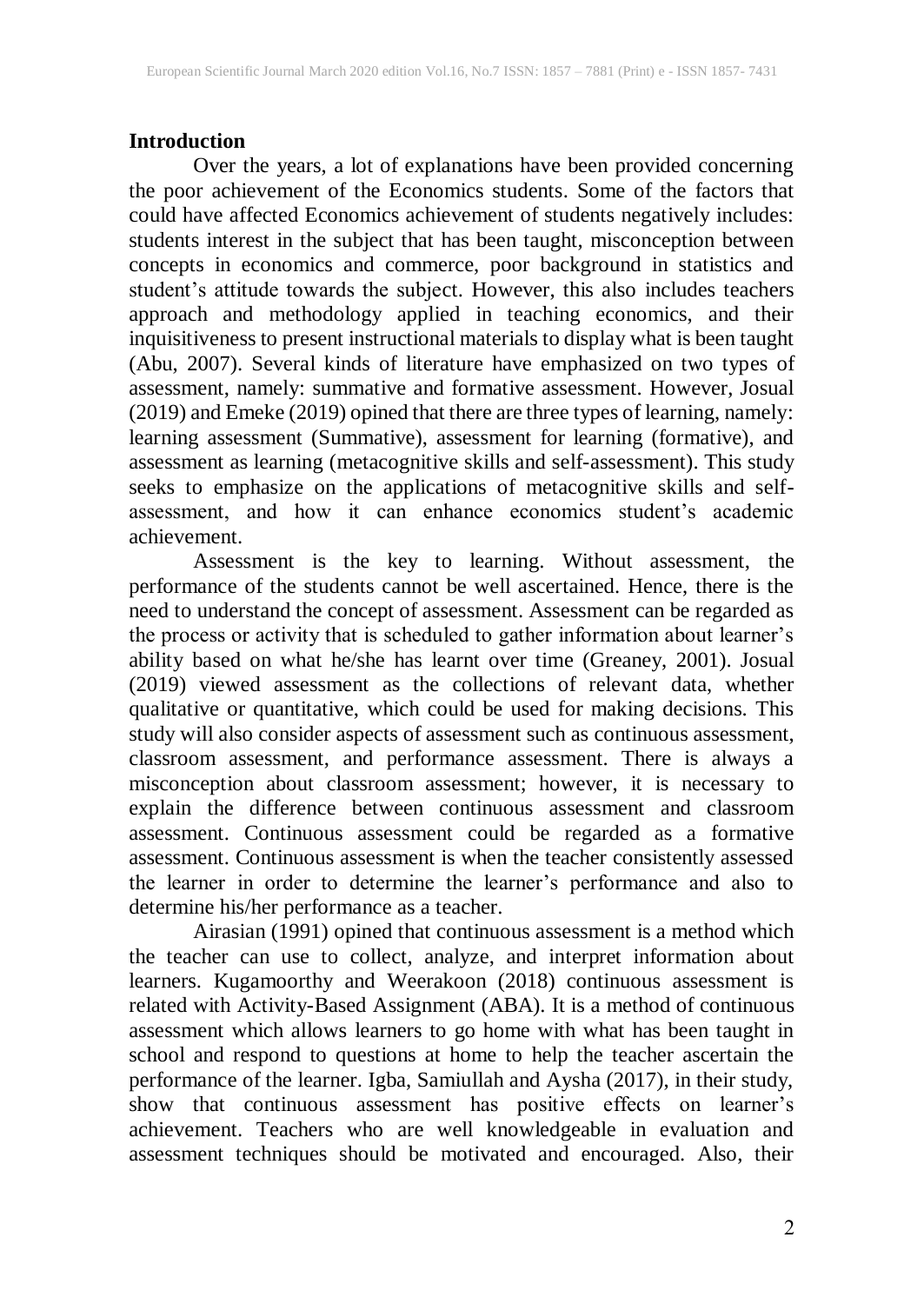## Introduction

Over the years, a lot of explanations have been provided concerning the poor achievement of the Economics students. Some of the factors that could have affected Economics achievement of students negatively includes: students interest in the subject that has been taught, misconception between concepts in economics and commerce, poor background in statistics and student's attitude towards the subject. However, this also includes teachers approach and methodology applied in teaching economics, and their inquisitiveness to present instructional materials to display what is been taught (Abu, 2007). Several kinds of literature have emphasized on two types of assessment, namely: summative and formative assessment. However, Josual (2019) and Emeke (2019) opined that there are three types of learning, namely: learning assessment (Summative), assessment for learning (formative), and assessment as learning (metacognitive skills and self-assessment). This study seeks to emphasize on the applications of metacognitive skills and self-assessment, and how it can enhance economics student's academic achievement.

Assessment is the key to learning. Without assessment, the performance of the students cannot be well ascertained. Hence, there is the need to understand the concept of assessment. Assessment can be regarded as the process or activity that is scheduled to gather information about learner's ability based on what he/she has learnt over time (Greaney, 2001). Josual (2019) viewed assessment as the collections of relevant data, whether qualitative or quantitative, which could be used for making decisions. This study will also consider aspects of assessment such as continuous assessment, classroom assessment, and performance assessment. There is always a misconception about classroom assessment; however, it is necessary to explain the difference between continuous assessment and classroom assessment. Continuous assessment could be regarded as a formative assessment. Continuous assessment is when the teacher consistently assessed the learner in order to determine the learner's performance and also to determine his/her performance as a teacher.

Airasian (1991) opined that continuous assessment is a method which the teacher can use to collect, analyze, and interpret information about learners. Kugamoorthy and Weerakoon (2018) continuous assessment is related with Activity-Based Assignment (ABA). It is a method of continuous assessment which allows learners to go home with what has been taught in school and respond to questions at home to help the teacher ascertain the performance of the learner. Igba, Samiullah and Aysha (2017), in their study, show that continuous assessment has positive effects on learner's achievement. Teachers who are well knowledgeable in evaluation and assessment techniques should be motivated and encouraged. Also, their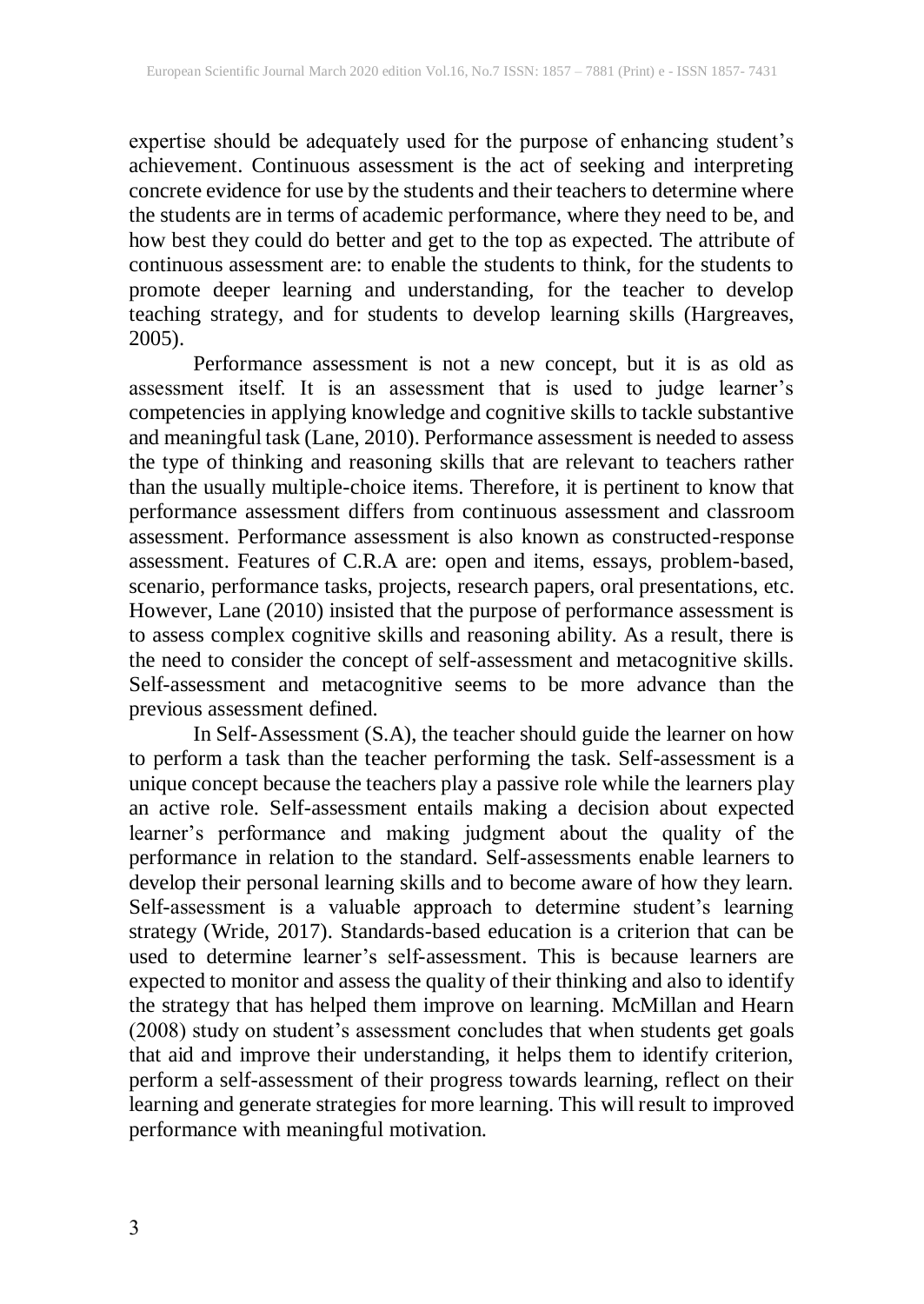expertise should be adequately used for the purpose of enhancing student's achievement. Continuous assessment is the act of seeking and interpreting concrete evidence for use by the students and their teachers to determine where the students are in terms of academic performance, where they need to be, and how best they could do better and get to the top as expected. The attribute of continuous assessment are: to enable the students to think, for the students to promote deeper learning and understanding, for the teacher to develop teaching strategy, and for students to develop learning skills (Hargreaves, 2005).

Performance assessment is not a new concept, but it is as old as assessment itself. It is an assessment that is used to judge learner's competencies in applying knowledge and cognitive skills to tackle substantive and meaningful task (Lane, 2010). Performance assessment is needed to assess the type of thinking and reasoning skills that are relevant to teachers rather than the usually multiple-choice items. Therefore, it is pertinent to know that performance assessment differs from continuous assessment and classroom assessment. Performance assessment is also known as constructed-response assessment. Features of C.R.A are: open and items, essays, problem-based, scenario, performance tasks, projects, research papers, oral presentations, etc. However, Lane (2010) insisted that the purpose of performance assessment is to assess complex cognitive skills and reasoning ability. As a result, there is the need to consider the concept of self-assessment and metacognitive skills. Self-assessment and metacognitive seems to be more advance than the previous assessment defined.

In Self-Assessment (S.A), the teacher should guide the learner on how to perform a task than the teacher performing the task. Self-assessment is a unique concept because the teachers play a passive role while the learners play an active role. Self-assessment entails making a decision about expected learner's performance and making judgment about the quality of the performance in relation to the standard. Self-assessments enable learners to develop their personal learning skills and to become aware of how they learn. Self-assessment is a valuable approach to determine student's learning strategy (Wride, 2017). Standards-based education is a criterion that can be used to determine learner's self-assessment. This is because learners are expected to monitor and assess the quality of their thinking and also to identify the strategy that has helped them improve on learning. McMillan and Hearn (2008) study on student's assessment concludes that when students get goals that aid and improve their understanding, it helps them to identify criterion, perform a self-assessment of their progress towards learning, reflect on their learning and generate strategies for more learning. This will result to improved performance with meaningful motivation.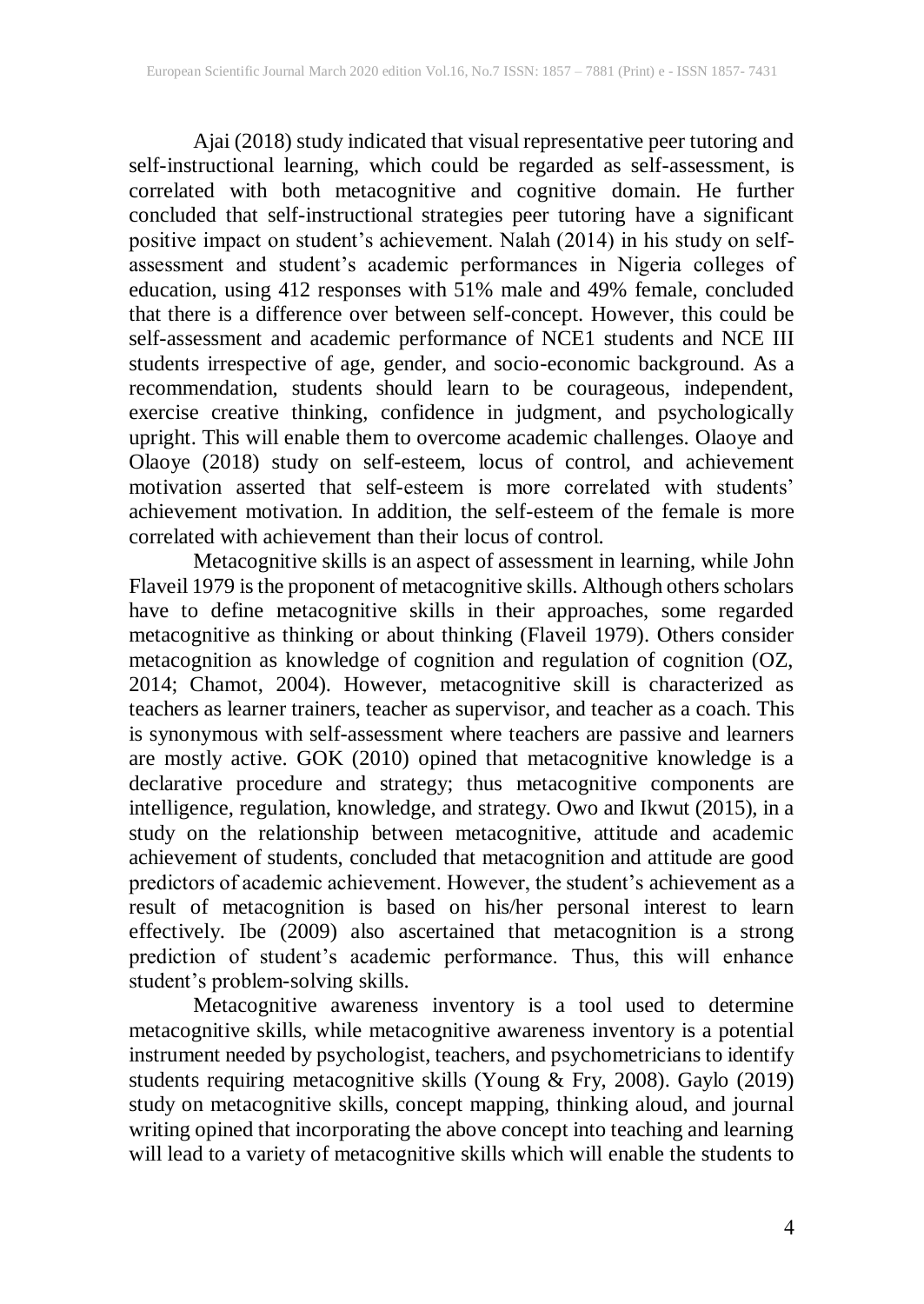Ajai (2018) study indicated that visual representative peer tutoring and self-instructional learning, which could be regarded as self-assessment, is correlated with both metacognitive and cognitive domain. He further concluded that self-instructional strategies peer tutoring have a significant positive impact on student's achievement. Nalah (2014) in his study on self-assessment and student's academic performances in Nigeria colleges of education, using 412 responses with 51% male and 49% female, concluded that there is a difference over between self-concept. However, this could be self-assessment and academic performance of NCE1 students and NCE III students irrespective of age, gender, and socio-economic background. As a recommendation, students should learn to be courageous, independent, exercise creative thinking, confidence in judgment, and psychologically upright. This will enable them to overcome academic challenges. Olaoye and Olaoye (2018) study on self-esteem, locus of control, and achievement motivation asserted that self-esteem is more correlated with students' achievement motivation. In addition, the self-esteem of the female is more correlated with achievement than their locus of control.

Metacognitive skills is an aspect of assessment in learning, while John Flaveil 1979 is the proponent of metacognitive skills. Although others scholars have to define metacognitive skills in their approaches, some regarded metacognitive as thinking or about thinking (Flaveil 1979). Others consider metacognition as knowledge of cognition and regulation of cognition (OZ, 2014; Chamot, 2004). However, metacognitive skill is characterized as teachers as learner trainers, teacher as supervisor, and teacher as a coach. This is synonymous with self-assessment where teachers are passive and learners are mostly active. GOK (2010) opined that metacognitive knowledge is a declarative procedure and strategy; thus metacognitive components are intelligence, regulation, knowledge, and strategy. Owo and Ikwut (2015), in a study on the relationship between metacognitive, attitude and academic achievement of students, concluded that metacognition and attitude are good predictors of academic achievement. However, the student's achievement as a result of metacognition is based on his/her personal interest to learn effectively. Ibe (2009) also ascertained that metacognition is a strong prediction of student's academic performance. Thus, this will enhance student's problem-solving skills.

Metacognitive awareness inventory is a tool used to determine metacognitive skills, while metacognitive awareness inventory is a potential instrument needed by psychologist, teachers, and psychometricians to identify students requiring metacognitive skills (Young & Fry, 2008). Gaylo (2019) study on metacognitive skills, concept mapping, thinking aloud, and journal writing opined that incorporating the above concept into teaching and learning will lead to a variety of metacognitive skills which will enable the students to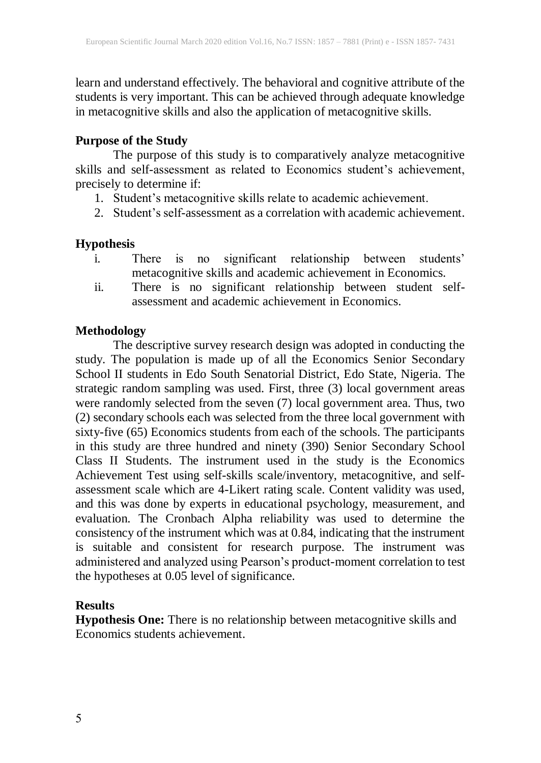learn and understand effectively. The behavioral and cognitive attribute of the students is very important. This can be achieved through adequate knowledge in metacognitive skills and also the application of metacognitive skills.

## Purpose of the Study

The purpose of this study is to comparatively analyze metacognitive skills and self-assessment as related to Economics student's achievement, precisely to determine if:

1. Student's metacognitive skills relate to academic achievement.
2. Student's self-assessment as a correlation with academic achievement.

## Hypothesis

- i. There is no significant relationship between students' metacognitive skills and academic achievement in Economics.
- ii. There is no significant relationship between student self-assessment and academic achievement in Economics.

## Methodology

The descriptive survey research design was adopted in conducting the study. The population is made up of all the Economics Senior Secondary School II students in Edo South Senatorial District, Edo State, Nigeria. The strategic random sampling was used. First, three (3) local government areas were randomly selected from the seven (7) local government area. Thus, two (2) secondary schools each was selected from the three local government with sixty-five (65) Economics students from each of the schools. The participants in this study are three hundred and ninety (390) Senior Secondary School Class II Students. The instrument used in the study is the Economics Achievement Test using self-skills scale/inventory, metacognitive, and self-assessment scale which are 4-Likert rating scale. Content validity was used, and this was done by experts in educational psychology, measurement, and evaluation. The Cronbach Alpha reliability was used to determine the consistency of the instrument which was at 0.84, indicating that the instrument is suitable and consistent for research purpose. The instrument was administered and analyzed using Pearson's product-moment correlation to test the hypotheses at 0.05 level of significance.

## Results

**Hypothesis One:** There is no relationship between metacognitive skills and Economics students achievement.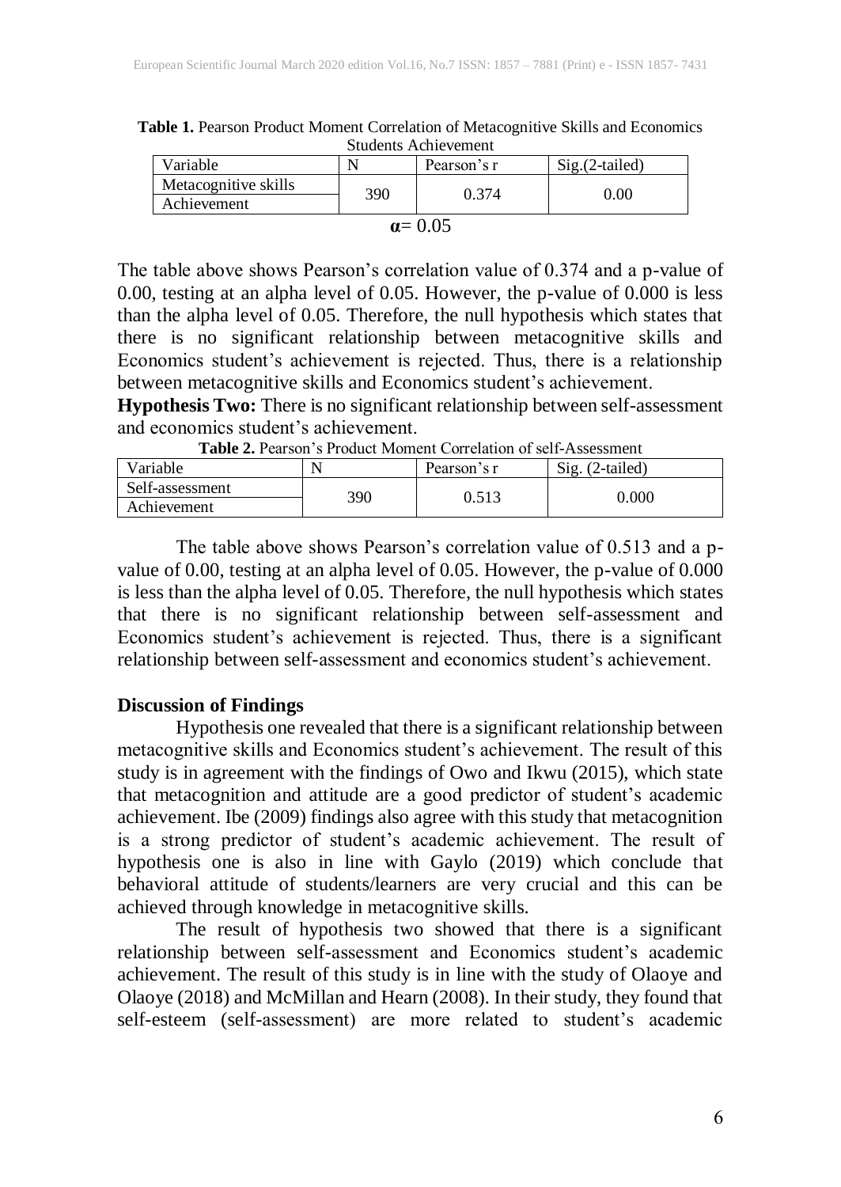**Table 1.** Pearson Product Moment Correlation of Metacognitive Skills and Economics Students Achievement

| Variable | N | Pearson's r | Sig.(2-tailed) |
|---|---|---|---|
| Metacognitive skills | 390 | 0.374 | 0.00 |
| Achievement | | | |

$\alpha = 0.05$

The table above shows Pearson's correlation value of 0.374 and a p-value of 0.00, testing at an alpha level of 0.05. However, the p-value of 0.000 is less than the alpha level of 0.05. Therefore, the null hypothesis which states that there is no significant relationship between metacognitive skills and Economics student's achievement is rejected. Thus, there is a relationship between metacognitive skills and Economics student's achievement.

**Hypothesis Two:** There is no significant relationship between self-assessment and economics student's achievement.

**Table 2.** Pearson's Product Moment Correlation of self-Assessment

| Variable | N | Pearson's r | Sig. (2-tailed) |
|---|---|---|---|
| Self-assessment | 390 | 0.513 | 0.000 |
| Achievement | | | |

The table above shows Pearson's correlation value of 0.513 and a p-value of 0.00, testing at an alpha level of 0.05. However, the p-value of 0.000 is less than the alpha level of 0.05. Therefore, the null hypothesis which states that there is no significant relationship between self-assessment and Economics student's achievement is rejected. Thus, there is a significant relationship between self-assessment and economics student's achievement.

## Discussion of Findings

Hypothesis one revealed that there is a significant relationship between metacognitive skills and Economics student's achievement. The result of this study is in agreement with the findings of Owo and Ikwu (2015), which state that metacognition and attitude are a good predictor of student's academic achievement. Ibe (2009) findings also agree with this study that metacognition is a strong predictor of student's academic achievement. The result of hypothesis one is also in line with Gaylo (2019) which conclude that behavioral attitude of students/learners are very crucial and this can be achieved through knowledge in metacognitive skills.

The result of hypothesis two showed that there is a significant relationship between self-assessment and Economics student's academic achievement. The result of this study is in line with the study of Olaoye and Olaoye (2018) and McMillan and Hearn (2008). In their study, they found that self-esteem (self-assessment) are more related to student's academic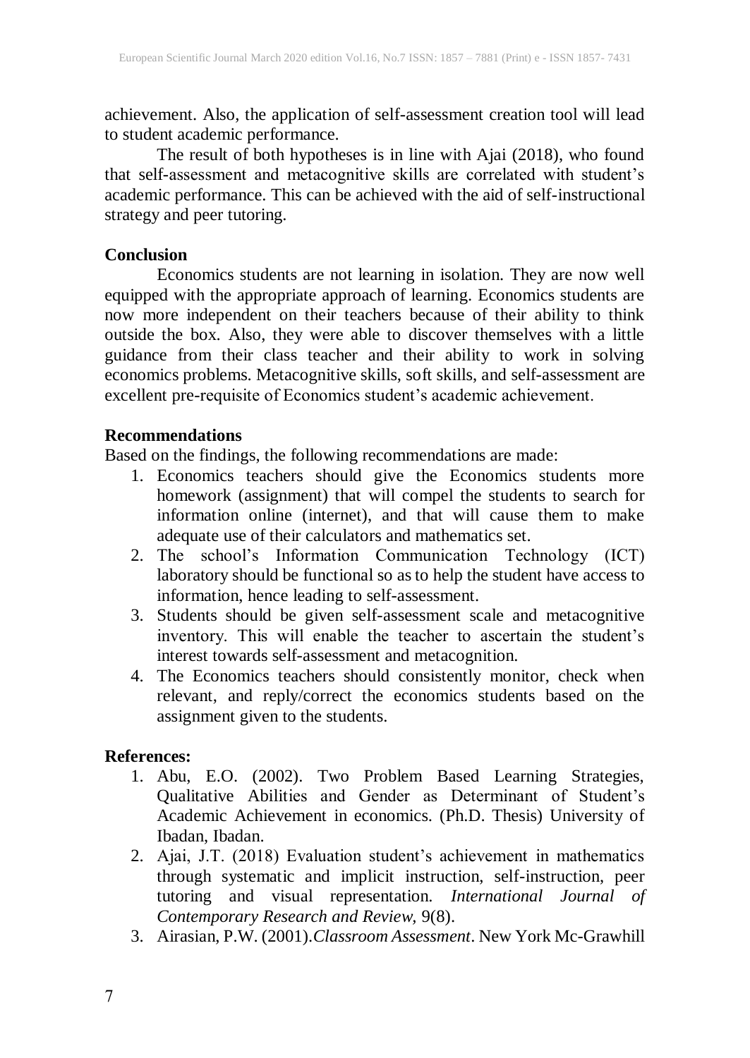achievement. Also, the application of self-assessment creation tool will lead to student academic performance.

The result of both hypotheses is in line with Ajai (2018), who found that self-assessment and metacognitive skills are correlated with student's academic performance. This can be achieved with the aid of self-instructional strategy and peer tutoring.

## Conclusion

Economics students are not learning in isolation. They are now well equipped with the appropriate approach of learning. Economics students are now more independent on their teachers because of their ability to think outside the box. Also, they were able to discover themselves with a little guidance from their class teacher and their ability to work in solving economics problems. Metacognitive skills, soft skills, and self-assessment are excellent pre-requisite of Economics student's academic achievement.

## Recommendations

Based on the findings, the following recommendations are made:

1. Economics teachers should give the Economics students more homework (assignment) that will compel the students to search for information online (internet), and that will cause them to make adequate use of their calculators and mathematics set.
2. The school's Information Communication Technology (ICT) laboratory should be functional so as to help the student have access to information, hence leading to self-assessment.
3. Students should be given self-assessment scale and metacognitive inventory. This will enable the teacher to ascertain the student's interest towards self-assessment and metacognition.
4. The Economics teachers should consistently monitor, check when relevant, and reply/correct the economics students based on the assignment given to the students.

## References:

1. Abu, E.O. (2002). Two Problem Based Learning Strategies, Qualitative Abilities and Gender as Determinant of Student's Academic Achievement in economics. (Ph.D. Thesis) University of Ibadan, Ibadan.
2. Ajai, J.T. (2018) Evaluation student's achievement in mathematics through systematic and implicit instruction, self-instruction, peer tutoring and visual representation. *International Journal of Contemporary Research and Review,* 9(8).
3. Airasian, P.W. (2001).*Classroom Assessment*. New York Mc-Grawhill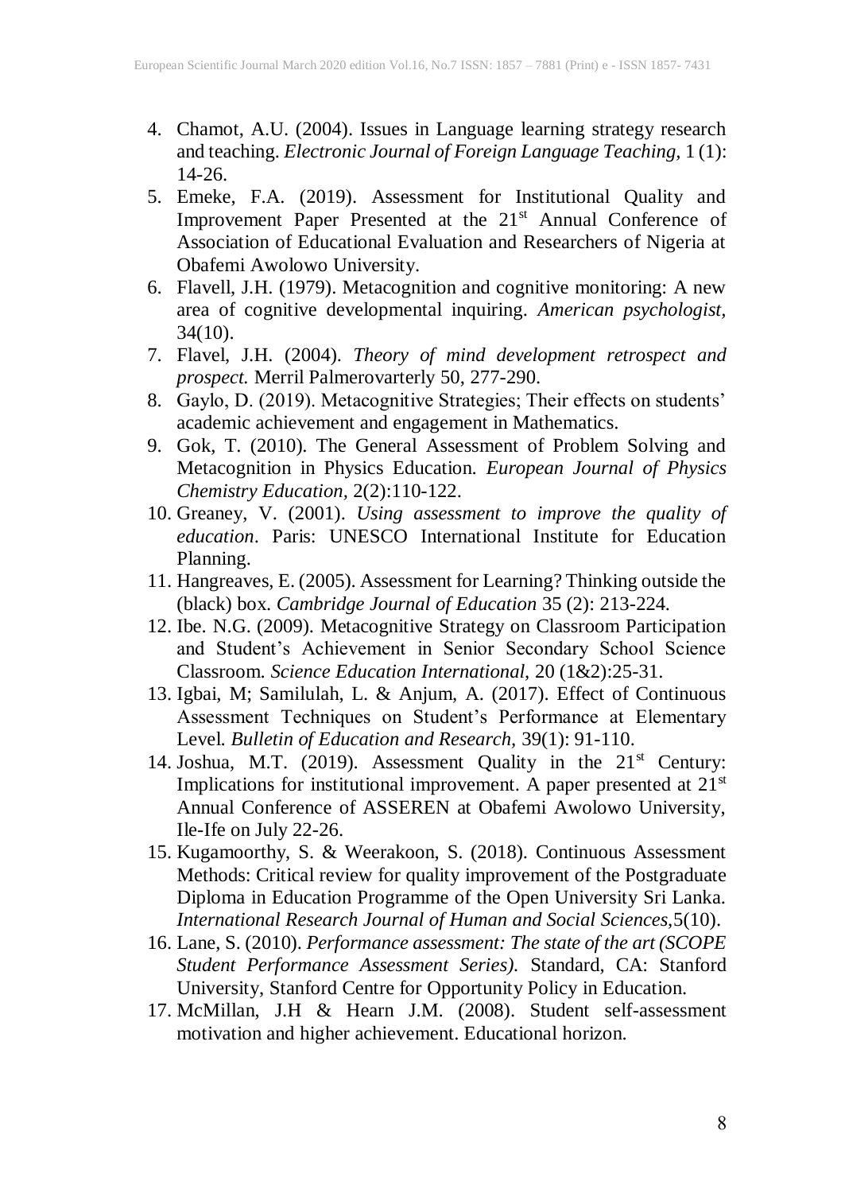4. Chamot, A.U. (2004). Issues in Language learning strategy research and teaching. *Electronic Journal of Foreign Language Teaching,* 1 (1): 14-26.
5. Emeke, F.A. (2019). Assessment for Institutional Quality and Improvement Paper Presented at the 21st Annual Conference of Association of Educational Evaluation and Researchers of Nigeria at Obafemi Awolowo University.
6. Flavell, J.H. (1979). Metacognition and cognitive monitoring: A new area of cognitive developmental inquiring. *American psychologist,* 34(10).
7. Flavel, J.H. (2004). *Theory of mind development retrospect and prospect.* Merril Palmerovarterly 50, 277-290.
8. Gaylo, D. (2019). Metacognitive Strategies; Their effects on students' academic achievement and engagement in Mathematics.
9. Gok, T. (2010). The General Assessment of Problem Solving and Metacognition in Physics Education. *European Journal of Physics Chemistry Education,* 2(2):110-122.
10. Greaney, V. (2001). *Using assessment to improve the quality of education*. Paris: UNESCO International Institute for Education Planning.
11. Hangreaves, E. (2005). Assessment for Learning? Thinking outside the (black) box. *Cambridge Journal of Education* 35 (2): 213-224.
12. Ibe. N.G. (2009). Metacognitive Strategy on Classroom Participation and Student's Achievement in Senior Secondary School Science Classroom. *Science Education International*, 20 (1&2):25-31.
13. Igbai, M; Samilulah, L. & Anjum, A. (2017). Effect of Continuous Assessment Techniques on Student's Performance at Elementary Level. *Bulletin of Education and Research,* 39(1): 91-110.
14. Joshua, M.T. (2019). Assessment Quality in the 21st Century: Implications for institutional improvement. A paper presented at 21st Annual Conference of ASSEREN at Obafemi Awolowo University, Ile-Ife on July 22-26.
15. Kugamoorthy, S. & Weerakoon, S. (2018). Continuous Assessment Methods: Critical review for quality improvement of the Postgraduate Diploma in Education Programme of the Open University Sri Lanka. *International Research Journal of Human and Social Sciences,*5(10).
16. Lane, S. (2010). *Performance assessment: The state of the art (SCOPE Student Performance Assessment Series).* Standard, CA: Stanford University, Stanford Centre for Opportunity Policy in Education.
17. McMillan, J.H & Hearn J.M. (2008). Student self-assessment motivation and higher achievement. Educational horizon.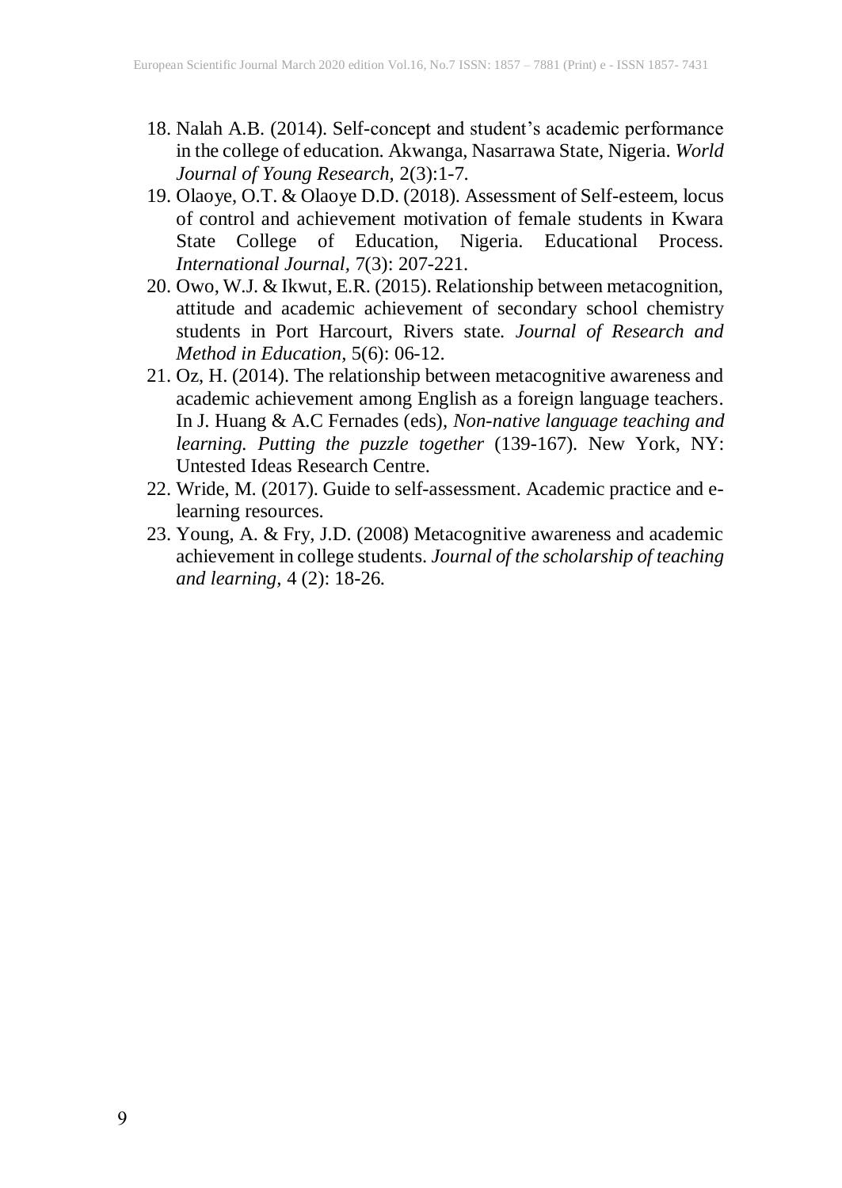18. Nalah A.B. (2014). Self-concept and student's academic performance in the college of education. Akwanga, Nasarrawa State, Nigeria. *World Journal of Young Research*, 2(3):1-7.
19. Olaoye, O.T. & Olaoye D.D. (2018). Assessment of Self-esteem, locus of control and achievement motivation of female students in Kwara State College of Education, Nigeria. Educational Process. *International Journal,* 7(3): 207-221.
20. Owo, W.J. & Ikwut, E.R. (2015). Relationship between metacognition, attitude and academic achievement of secondary school chemistry students in Port Harcourt, Rivers state. *Journal of Research and Method in Education,* 5(6): 06-12.
21. Oz, H. (2014). The relationship between metacognitive awareness and academic achievement among English as a foreign language teachers. In J. Huang & A.C Fernades (eds), *Non-native language teaching and learning. Putting the puzzle together* (139-167). New York, NY: Untested Ideas Research Centre.
22. Wride, M. (2017). Guide to self-assessment. Academic practice and e-learning resources.
23. Young, A. & Fry, J.D. (2008) Metacognitive awareness and academic achievement in college students. *Journal of the scholarship of teaching and learning,* 4 (2): 18-26.